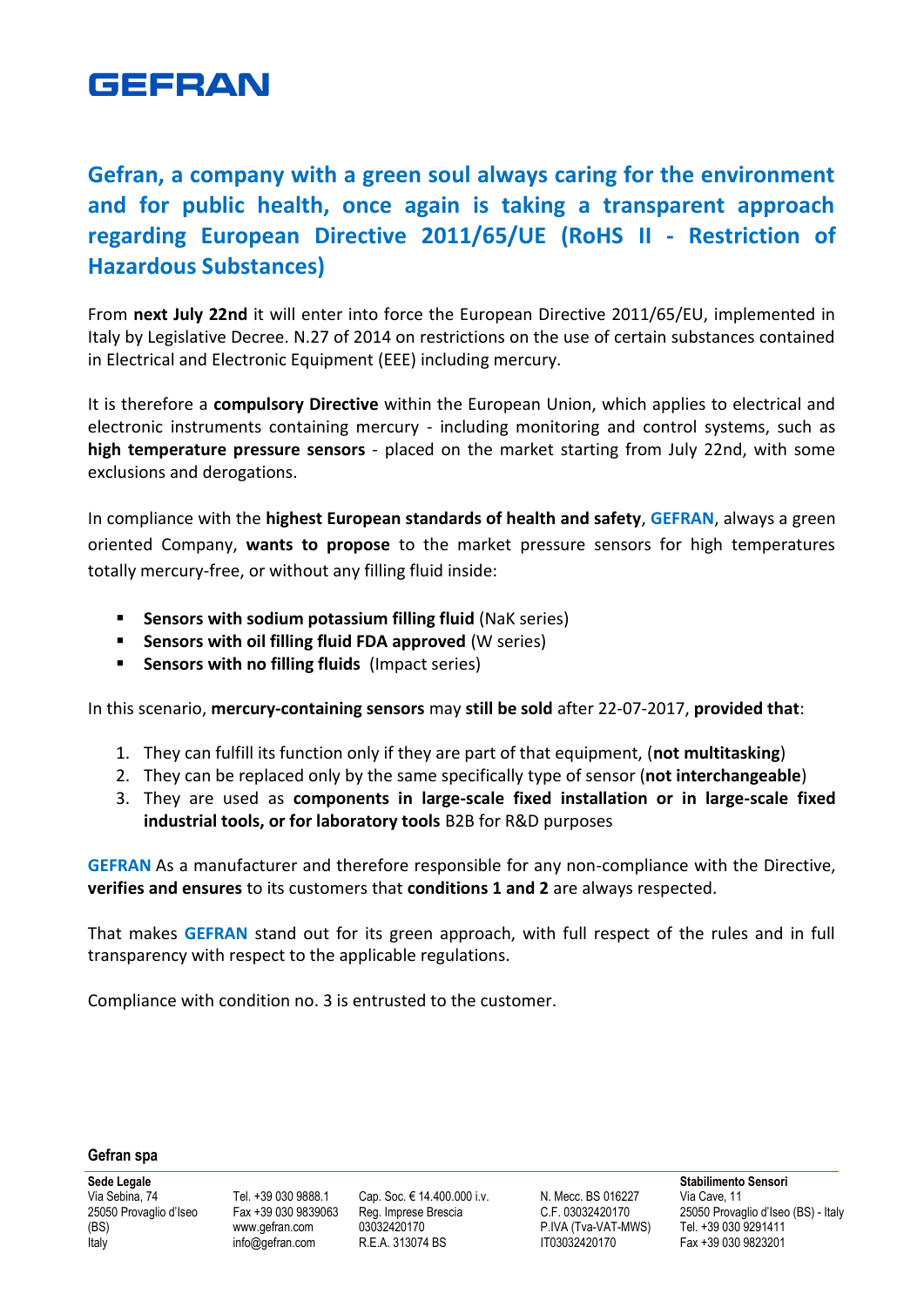# GEFRAN

## Gefran, a company with a green soul always caring for the environment and for public health, once again is taking a transparent approach regarding European Directive 2011/65/UE (RoHS II - Restriction of Hazardous Substances)

From **next July 22nd** it will enter into force the European Directive 2011/65/EU, implemented in Italy by Legislative Decree. N.27 of 2014 on restrictions on the use of certain substances contained in Electrical and Electronic Equipment (EEE) including mercury.

It is therefore a **compulsory Directive** within the European Union, which applies to electrical and electronic instruments containing mercury - including monitoring and control systems, such as **high temperature pressure sensors** - placed on the market starting from July 22nd, with some exclusions and derogations.

In compliance with the **highest European standards of health and safety**, **GEFRAN**, always a green oriented Company, **wants to propose** to the market pressure sensors for high temperatures totally mercury-free, or without any filling fluid inside:

- **Sensors with sodium potassium filling fluid** (NaK series)
- **Sensors with oil filling fluid FDA approved** (W series)
- **Sensors with no filling fluids** (Impact series)

In this scenario, **mercury-containing sensors** may **still be sold** after 22-07-2017, **provided that**:

1. They can fulfill its function only if they are part of that equipment, (**not multitasking**)
2. They can be replaced only by the same specifically type of sensor (**not interchangeable**)
3. They are used as **components in large-scale fixed installation or in large-scale fixed industrial tools, or for laboratory tools** B2B for R&D purposes

**GEFRAN** As a manufacturer and therefore responsible for any non-compliance with the Directive, **verifies and ensures** to its customers that **conditions 1 and 2** are always respected.

That makes **GEFRAN** stand out for its green approach, with full respect of the rules and in full transparency with respect to the applicable regulations.

Compliance with condition no. 3 is entrusted to the customer.

**Gefran spa**

**Sede Legale**
Via Sebina, 74
25050 Provaglio d'Iseo (BS)
Italy

Tel. +39 030 9888.1
Fax +39 030 9839063
www.gefran.com
info@gefran.com

Cap. Soc. € 14.400.000 i.v.
Reg. Imprese Brescia 03032420170
R.E.A. 313074 BS

N. Mecc. BS 016227
C.F. 03032420170
P.IVA (Tva-VAT-MWS) IT03032420170

**Stabilimento Sensori**
Via Cave, 11
25050 Provaglio d'Iseo (BS) - Italy
Tel. +39 030 9291411
Fax +39 030 9823201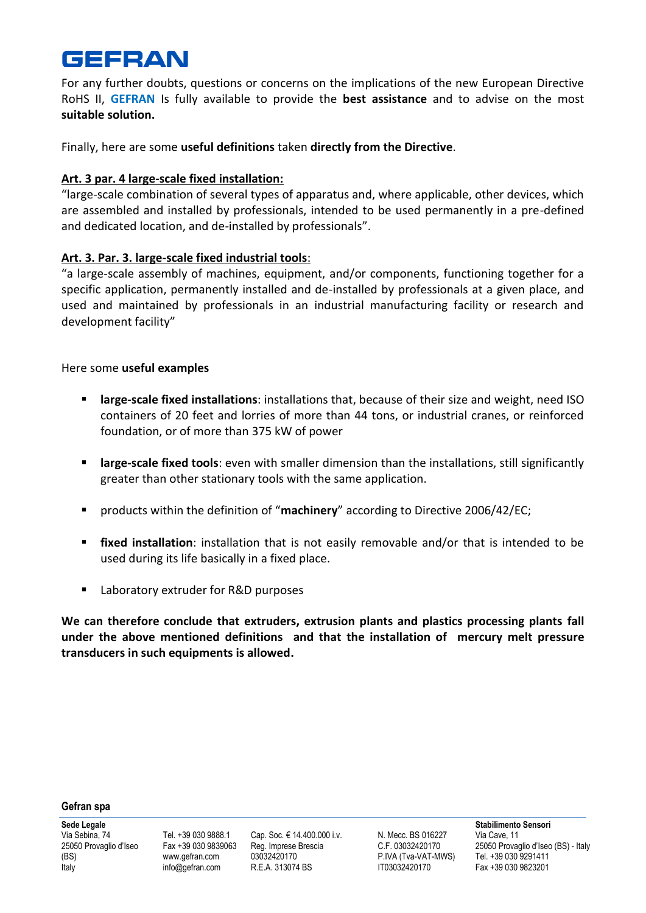For any further doubts, questions or concerns on the implications of the new European Directive RoHS II, **GEFRAN** Is fully available to provide the **best assistance** and to advise on the most **suitable solution.**

Finally, here are some **useful definitions** taken **directly from the Directive**.

**Art. 3 par. 4 large-scale fixed installation:**

"large-scale combination of several types of apparatus and, where applicable, other devices, which are assembled and installed by professionals, intended to be used permanently in a pre-defined and dedicated location, and de-installed by professionals".

**Art. 3. Par. 3. large-scale fixed industrial tools**:

"a large-scale assembly of machines, equipment, and/or components, functioning together for a specific application, permanently installed and de-installed by professionals at a given place, and used and maintained by professionals in an industrial manufacturing facility or research and development facility"

Here some **useful examples**

- **large-scale fixed installations**: installations that, because of their size and weight, need ISO containers of 20 feet and lorries of more than 44 tons, or industrial cranes, or reinforced foundation, or of more than 375 kW of power
- **large-scale fixed tools**: even with smaller dimension than the installations, still significantly greater than other stationary tools with the same application.
- products within the definition of "**machinery**" according to Directive 2006/42/EC;
- **fixed installation**: installation that is not easily removable and/or that is intended to be used during its life basically in a fixed place.
- Laboratory extruder for R&D purposes

**We can therefore conclude that extruders, extrusion plants and plastics processing plants fall under the above mentioned definitions and that the installation of mercury melt pressure transducers in such equipments is allowed.**